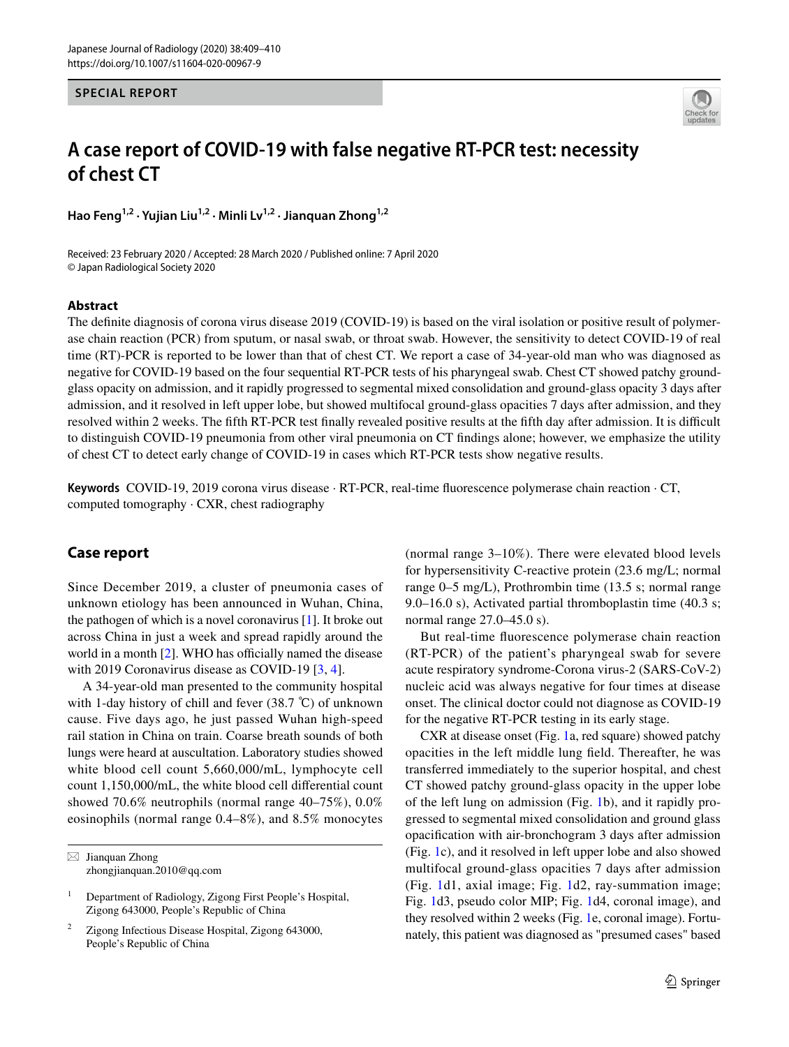SPECIAL REPORT

# A case report of COVID-19 with false negative RT-PCR test: necessity of chest CT

**Hao Feng[1,2] · Yujian Liu[1,2] · Minli Lv[1,2] · Jianquan Zhong[1,2]**

Received: 23 February 2020 / Accepted: 28 March 2020 / Published online: 7 April 2020
© Japan Radiological Society 2020

### Abstract

The definite diagnosis of corona virus disease 2019 (COVID-19) is based on the viral isolation or positive result of polymerase chain reaction (PCR) from sputum, or nasal swab, or throat swab. However, the sensitivity to detect COVID-19 of real time (RT)-PCR is reported to be lower than that of chest CT. We report a case of 34-year-old man who was diagnosed as negative for COVID-19 based on the four sequential RT-PCR tests of his pharyngeal swab. Chest CT showed patchy ground-glass opacity on admission, and it rapidly progressed to segmental mixed consolidation and ground-glass opacity 3 days after admission, and it resolved in left upper lobe, but showed multifocal ground-glass opacities 7 days after admission, and they resolved within 2 weeks. The fifth RT-PCR test finally revealed positive results at the fifth day after admission. It is difficult to distinguish COVID-19 pneumonia from other viral pneumonia on CT findings alone; however, we emphasize the utility of chest CT to detect early change of COVID-19 in cases which RT-PCR tests show negative results.

**Keywords** COVID-19, 2019 corona virus disease · RT-PCR, real-time fluorescence polymerase chain reaction · CT, computed tomography · CXR, chest radiography

## Case report

Since December 2019, a cluster of pneumonia cases of unknown etiology has been announced in Wuhan, China, the pathogen of which is a novel coronavirus [1]. It broke out across China in just a week and spread rapidly around the world in a month [2]. WHO has officially named the disease with 2019 Coronavirus disease as COVID-19 [3, 4].

A 34-year-old man presented to the community hospital with 1-day history of chill and fever (38.7 ℃) of unknown cause. Five days ago, he just passed Wuhan high-speed rail station in China on train. Coarse breath sounds of both lungs were heard at auscultation. Laboratory studies showed white blood cell count 5,660,000/mL, lymphocyte cell count 1,150,000/mL, the white blood cell differential count showed 70.6% neutrophils (normal range 40–75%), 0.0% eosinophils (normal range 0.4–8%), and 8.5% monocytes (normal range 3–10%). There were elevated blood levels for hypersensitivity C-reactive protein (23.6 mg/L; normal range 0–5 mg/L), Prothrombin time (13.5 s; normal range 9.0–16.0 s), Activated partial thromboplastin time (40.3 s; normal range 27.0–45.0 s).

But real-time fluorescence polymerase chain reaction (RT-PCR) of the patient's pharyngeal swab for severe acute respiratory syndrome-Corona virus-2 (SARS-CoV-2) nucleic acid was always negative for four times at disease onset. The clinical doctor could not diagnose as COVID-19 for the negative RT-PCR testing in its early stage.

CXR at disease onset (Fig. 1a, red square) showed patchy opacities in the left middle lung field. Thereafter, he was transferred immediately to the superior hospital, and chest CT showed patchy ground-glass opacity in the upper lobe of the left lung on admission (Fig. 1b), and it rapidly progressed to segmental mixed consolidation and ground glass opacification with air-bronchogram 3 days after admission (Fig. 1c), and it resolved in left upper lobe and also showed multifocal ground-glass opacities 7 days after admission (Fig. 1d1, axial image; Fig. 1d2, ray-summation image; Fig. 1d3, pseudo color MIP; Fig. 1d4, coronal image), and they resolved within 2 weeks (Fig. 1e, coronal image). Fortunately, this patient was diagnosed as "presumed cases" based

✉ Jianquan Zhong
zhongjianquan.2010@qq.com

[1] Department of Radiology, Zigong First People's Hospital, Zigong 643000, People's Republic of China

[2] Zigong Infectious Disease Hospital, Zigong 643000, People's Republic of China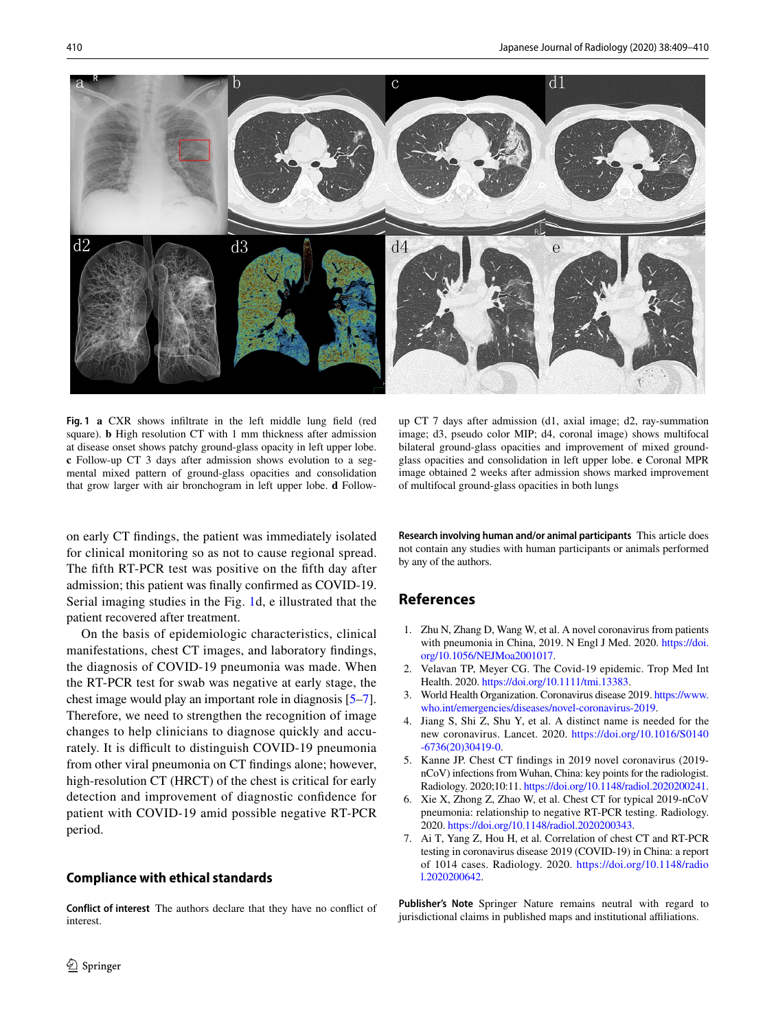Fig. 1 **a** CXR shows infiltrate in the left middle lung field (red square). **b** High resolution CT with 1 mm thickness after admission at disease onset shows patchy ground-glass opacity in left upper lobe. **c** Follow-up CT 3 days after admission shows evolution to a segmental mixed pattern of ground-glass opacities and consolidation that grow larger with air bronchogram in left upper lobe. **d** Follow-up CT 7 days after admission (d1, axial image; d2, ray-summation image; d3, pseudo color MIP; d4, coronal image) shows multifocal bilateral ground-glass opacities and improvement of mixed ground-glass opacities and consolidation in left upper lobe. **e** Coronal MPR image obtained 2 weeks after admission shows marked improvement of multifocal ground-glass opacities in both lungs

on early CT findings, the patient was immediately isolated for clinical monitoring so as not to cause regional spread. The fifth RT-PCR test was positive on the fifth day after admission; this patient was finally confirmed as COVID-19. Serial imaging studies in the Fig. 1d, e illustrated that the patient recovered after treatment.

On the basis of epidemiologic characteristics, clinical manifestations, chest CT images, and laboratory findings, the diagnosis of COVID-19 pneumonia was made. When the RT-PCR test for swab was negative at early stage, the chest image would play an important role in diagnosis [5–7]. Therefore, we need to strengthen the recognition of image changes to help clinicians to diagnose quickly and accurately. It is difficult to distinguish COVID-19 pneumonia from other viral pneumonia on CT findings alone; however, high-resolution CT (HRCT) of the chest is critical for early detection and improvement of diagnostic confidence for patient with COVID-19 amid possible negative RT-PCR period.

## Compliance with ethical standards

**Conflict of interest** The authors declare that they have no conflict of interest.

**Research involving human and/or animal participants** This article does not contain any studies with human participants or animals performed by any of the authors.

## References

1. Zhu N, Zhang D, Wang W, et al. A novel coronavirus from patients with pneumonia in China, 2019. N Engl J Med. 2020. https://doi.org/10.1056/NEJMoa2001017.
2. Velavan TP, Meyer CG. The Covid-19 epidemic. Trop Med Int Health. 2020. https://doi.org/10.1111/tmi.13383.
3. World Health Organization. Coronavirus disease 2019. https://www.who.int/emergencies/diseases/novel-coronavirus-2019.
4. Jiang S, Shi Z, Shu Y, et al. A distinct name is needed for the new coronavirus. Lancet. 2020. https://doi.org/10.1016/S0140-6736(20)30419-0.
5. Kanne JP. Chest CT findings in 2019 novel coronavirus (2019-nCoV) infections from Wuhan, China: key points for the radiologist. Radiology. 2020;10:11. https://doi.org/10.1148/radiol.2020200241.
6. Xie X, Zhong Z, Zhao W, et al. Chest CT for typical 2019-nCoV pneumonia: relationship to negative RT-PCR testing. Radiology. 2020. https://doi.org/10.1148/radiol.2020200343.
7. Ai T, Yang Z, Hou H, et al. Correlation of chest CT and RT-PCR testing in coronavirus disease 2019 (COVID-19) in China: a report of 1014 cases. Radiology. 2020. https://doi.org/10.1148/radiol.2020200642.

**Publisher's Note** Springer Nature remains neutral with regard to jurisdictional claims in published maps and institutional affiliations.